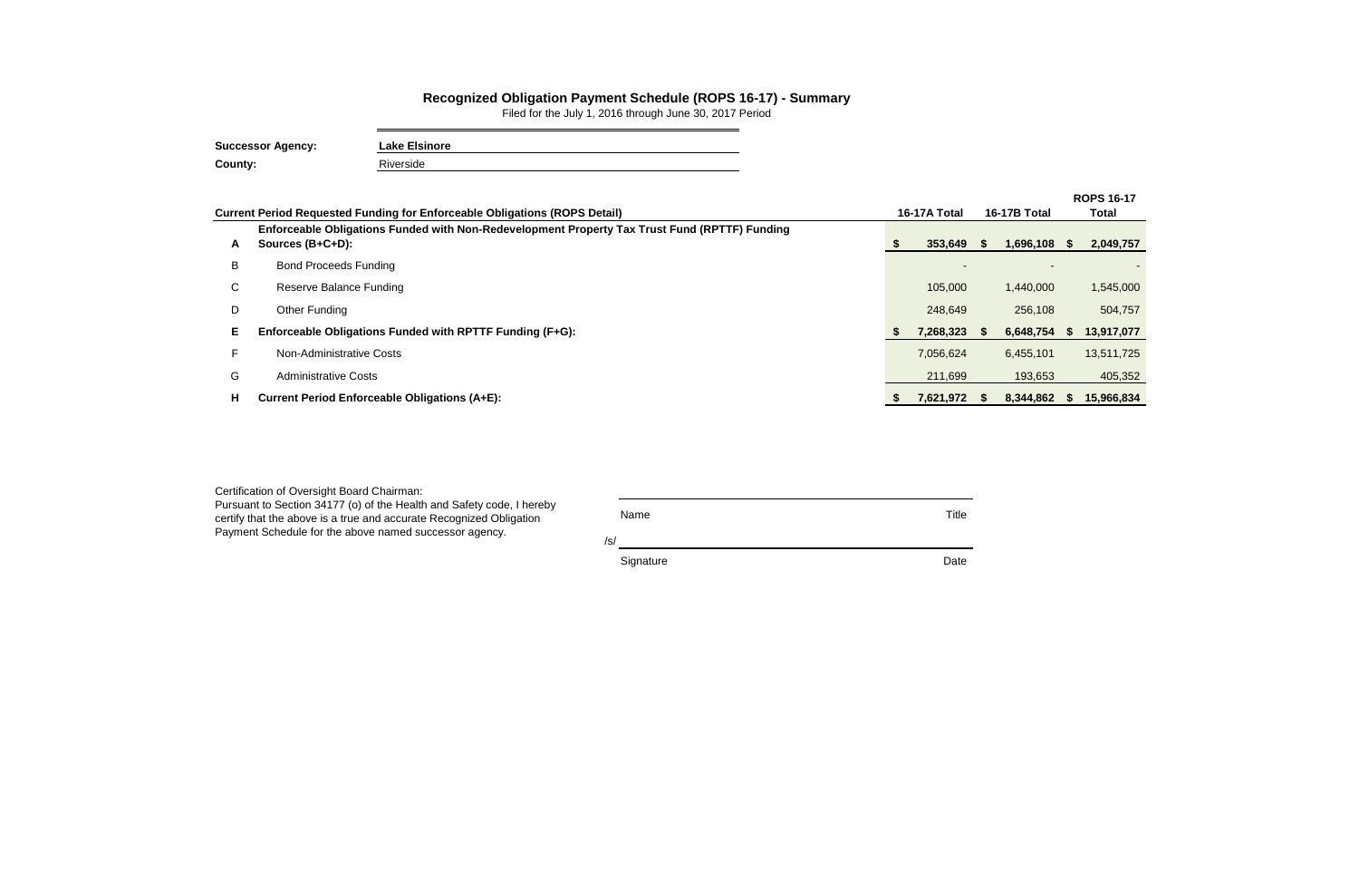## Recognized Obligation Payment Schedule (ROPS 16-17) - Summary

Filed for the July 1, 2016 through June 30, 2017 Period

**Successor Agency:** **Lake Elsinore**

**County:** Riverside

| | **Current Period Requested Funding for Enforceable Obligations (ROPS Detail)** | **16-17A Total** | **16-17B Total** | **ROPS 16-17 Total** |
|---|---|---|---|---|
| **A** | **Enforceable Obligations Funded with Non-Redevelopment Property Tax Trust Fund (RPTTF) Funding Sources (B+C+D):** | **$ 353,649** | **$ 1,696,108** | **$ 2,049,757** |
| B | Bond Proceeds Funding | - | - | - |
| C | Reserve Balance Funding | 105,000 | 1,440,000 | 1,545,000 |
| D | Other Funding | 248,649 | 256,108 | 504,757 |
| **E** | **Enforceable Obligations Funded with RPTTF Funding (F+G):** | **$ 7,268,323** | **$ 6,648,754** | **$ 13,917,077** |
| F | Non-Administrative Costs | 7,056,624 | 6,455,101 | 13,511,725 |
| G | Administrative Costs | 211,699 | 193,653 | 405,352 |
| **H** | **Current Period Enforceable Obligations (A+E):** | **$ 7,621,972** | **$ 8,344,862** | **$ 15,966,834** |

Certification of Oversight Board Chairman:
Pursuant to Section 34177 (o) of the Health and Safety code, I hereby certify that the above is a true and accurate Recognized Obligation Payment Schedule for the above named successor agency.

Name Title

/s/

Signature Date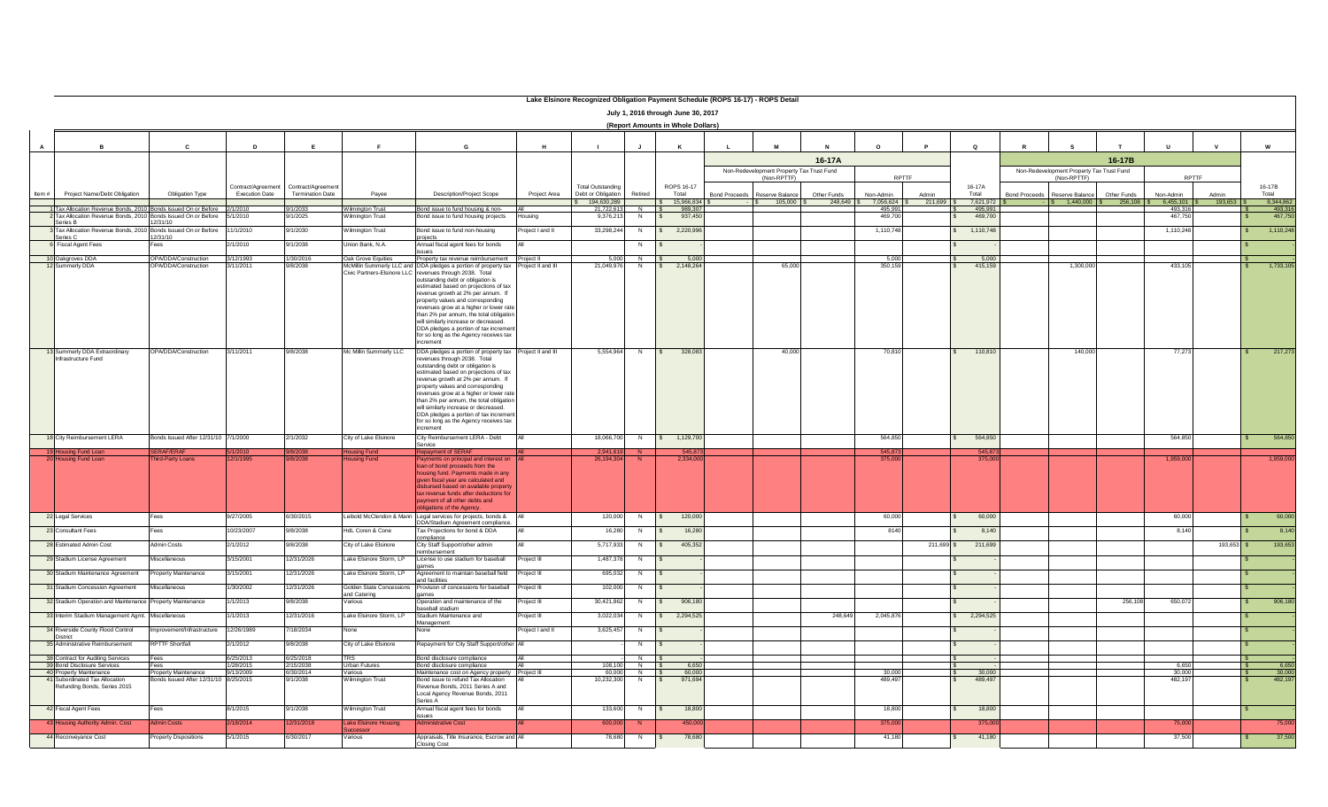# Lake Elsinore Recognized Obligation Payment Schedule (ROPS 16-17) - ROPS Detail

## July 1, 2016 through June 30, 2017

### (Report Amounts in Whole Dollars)

| A | B | C | D | E | F | G | H | I | J | K | L | M | N | O | P | Q | R | S | T | U | V | W |
|---|---|---|---|---|---|---|---|---|---|---|---|---|---|---|---|---|---|---|---|---|---|---|
| | | | | | | | | | | | 16-17A | | | | | | 16-17B | | | | | |
| | | | | | | | | | | | Non-Redevelopment Property Tax Trust Fund (Non-RPTTF) | | | RPTTF | | | Non-Redevelopment Property Tax Trust Fund (Non-RPTTF) | | | RPTTF | | |
| Item # | Project Name/Debt Obligation | Obligation Type | Contract/Agreement Execution Date | Contract/Agreement Termination Date | Payee | Description/Project Scope | Project Area | Total Outstanding Debt or Obligation | Retired | ROPS 16-17 Total | Bond Proceeds | Reserve Balance | Other Funds | Non-Admin | Admin | 16-17A Total | Bond Proceeds | Reserve Balance | Other Funds | Non-Admin | Admin | 16-17B Total |
| | | | | | | | | $ 194,630,289 | | $ 15,966,834 | $ - | $ 105,000 | $ 248,649 | $ 7,056,624 | $ 211,699 | $ 7,621,972 | $ - | $ 1,440,000 | $ 256,108 | $ 6,455,101 | $ 193,653 | $ 8,344,862 |
| 1 | Tax Allocation Revenue Bonds, 2010 Series A | Bonds Issued On or Before 12/31/10 | 2/1/2010 | 9/1/2033 | Wilmington Trust | Bond issue to fund housing & non-housing projects | All | 21,722,613 | N | $ 989,307 | | | | 495,991 | | $ 495,991 | | | | 493,316 | | $ 493,316 |
| 2 | Tax Allocation Revenue Bonds, 2010 Series B | Bonds Issued On or Before 12/31/10 | 5/1/2010 | 9/1/2025 | Wilmington Trust | Bond issue to fund housing projects | Housing | 9,376,213 | N | $ 937,450 | | | | 469,700 | | $ 469,700 | | | | 467,750 | | $ 467,750 |
| 3 | Tax Allocation Revenue Bonds, 2010 Series C | Bonds Issued On or Before 12/31/10 | 11/1/2010 | 9/1/2030 | Wilmington Trust | Bond issue to fund non-housing projects | Project I and II | 33,298,244 | N | $ 2,220,996 | | | | 1,110,748 | | $ 1,110,748 | | | | 1,110,248 | | $ 1,110,248 |
| 6 | Fiscal Agent Fees | Fees | 2/1/2010 | 9/1/2038 | Union Bank, N.A. | Annual fiscal agent fees for bonds issues | All | | N | $ - | | | | | | $ - | | | | | | $ - |
| 10 | Oakgroves DDA | OPA/DDA/Construction | 3/12/1993 | 1/30/2016 | Oak Grove Equities | Property tax revenue reimbursement | Project II | 5,000 | N | $ 5,000 | | | | 5,000 | | $ 5,000 | | | | | | $ - |
| 12 | Summerly DDA | OPA/DDA/Construction | 3/11/2011 | 9/8/2038 | McMillin Summerly LLC and Civic Partners-Elsinore LLC | DDA pledges a portion of property tax revenues through 2038. Total outstanding debt or obligation is estimated based on projections of tax revenue growth at 2% per annum. If property values and corresponding revenues grow at a higher or lower rate than 2% per annum, the total obligation will similarly increase or decreased. DDA pledges a portion of tax increment for so long as the Agency receives tax increment | Project II and III | 21,049,976 | N | $ 2,148,264 | | 65,000 | | 350,159 | | $ 415,159 | | 1,300,000 | | 433,105 | | $ 1,733,105 |
| 13 | Summerly DDA Extraordinary Infrastructure Fund | OPA/DDA/Construction | 3/11/2011 | 9/8/2038 | Mc Millin Summerly LLC | DDA pledges a portion of property tax revenues through 2038. Total outstanding debt or obligation is estimated based on projections of tax revenue growth at 2% per annum. If property values and corresponding revenues grow at a higher or lower rate than 2% per annum, the total obligation will similarly increase or decreased. DDA pledges a portion of tax increment for so long as the Agency receives tax increment | Project II and III | 5,554,964 | N | $ 328,083 | | 40,000 | | 70,810 | | $ 110,810 | | 140,000 | | 77,273 | | $ 217,273 |
| 18 | City Reimbursement LERA | Bonds Issued After 12/31/10 | 7/1/2000 | 2/1/2032 | City of Lake Elsinore | City Reimbursement LERA - Debt Service | All | 18,066,700 | N | $ 1,129,700 | | | | 564,850 | | $ 564,850 | | | | 564,850 | | $ 564,850 |
| 19 | Housing Fund Loan | SERAF/ERAF | 5/1/2010 | 9/8/2038 | Housing Fund | Repayment of SERAF | All | 2,941,619 | N | $ 545,873 | | | | 545,873 | | $ 545,873 | | | | | | $ - |
| 20 | Housing Fund Loan | Third-Party Loans | 12/1/1995 | 9/8/2038 | Housing Fund | Payments on principal and interest on loan of bond proceeds from the housing fund. Payments made in any given fiscal year are calculated and disbursed based on available property tax revenue funds after deductions for payment of all other debts and obligations of the Agency. | All | 26,194,304 | N | $ 2,334,000 | | | | 375,000 | | $ 375,000 | | | | 1,959,000 | | $ 1,959,000 |
| 22 | Legal Services | Fees | 9/27/2005 | 6/30/2015 | Leibold McClendon & Mann | Legal services for projects, bonds & DDA/Stadium Agreement compliance. | All | 120,000 | N | $ 120,000 | | | | 60,000 | | $ 60,000 | | | | 60,000 | | $ 60,000 |
| 23 | Consultant Fees | Fees | 10/23/2007 | 9/8/2038 | HdL Coren & Cone | Tax Projections for bond & DDA compliance | All | 16,280 | N | $ 16,280 | | | | 8140 | | $ 8,140 | | | | 8,140 | | $ 8,140 |
| 28 | Estimated Admin Cost | Admin Costs | 2/1/2012 | 9/8/2038 | City of Lake Elsinore | City Staff Support/other admin reimbursement | All | 5,717,933 | N | $ 405,352 | | | | | 211,699 | $ 211,699 | | | | | 193,653 | $ 193,653 |
| 29 | Stadium License Agreement | Miscellaneous | 3/15/2001 | 12/31/2026 | Lake Elsinore Storm, LP | License to use stadium for baseball games | Project III | 1,487,378 | N | $ - | | | | | | $ - | | | | | | $ - |
| 30 | Stadium Maintenance Agreement | Property Maintenance | 3/15/2001 | 12/31/2026 | Lake Elsinore Storm, LP | Agreement to maintain baseball field and facilities | Project III | 695,032 | N | $ - | | | | | | $ - | | | | | | $ - |
| 31 | Stadium Concession Agreement | Miscellaneous | 1/30/2002 | 12/31/2026 | Golden State Concessions and Catering | Provision of concessions for baseball games | Project III | 102,000 | N | $ - | | | | | | $ - | | | | | | $ - |
| 32 | Stadium Operation and Maintenance | Property Maintenance | 1/1/2013 | 9/8/2038 | Various | Operation and maintenance of the baseball stadium | Project III | 30,421,862 | N | $ 906,180 | | | | | | $ - | | | 256,108 | 650,072 | | $ 906,180 |
| 33 | Interim Stadium Management Agmt. | Miscellaneous | 1/1/2013 | 12/31/2018 | Lake Elsinore Storm, LP | Stadium Maintenance and Management | Project III | 3,022,034 | N | $ 2,294,525 | | | 248,649 | 2,045,876 | | $ 2,294,525 | | | | | | $ - |
| 34 | Riverside County Flood Control District | Improvement/Infrastructure | 12/26/1989 | 7/18/2034 | None | None | Project I and II | 3,625,457 | N | $ - | | | | | | $ - | | | | | | $ - |
| 35 | Administrative Reimbursement | RPTTF Shortfall | 2/1/2012 | 9/8/2038 | City of Lake Elsinore | Repayment for City Staff Support/other | All | | N | $ - | | | | | | $ - | | | | | | $ - |
| 38 | Contract for Auditing Services | Fees | 6/25/2013 | 6/25/2018 | TRS | Bond disclosure compliance | All | | N | $ - | | | | | | $ - | | | | | | $ - |
| 39 | Bond Disclosure Services | Fees | 1/28/2015 | 2/15/2038 | Urban Futures | Bond disclosure compliance | All | 108,100 | N | $ 6,650 | | | | | | $ - | | | | 6,650 | | $ 6,650 |
| 40 | Property Maintenance | Property Maintenance | 9/13/2009 | 6/30/2014 | Various | Maintenance cost on Agency property | Project III | 60,000 | N | $ 60,000 | | | | 30,000 | | $ 30,000 | | | | 30,000 | | $ 30,000 |
| 41 | Subordinated Tax Allocation Refunding Bonds, Series 2015 | Bonds Issued After 12/31/10 | 8/25/2015 | 9/1/2038 | Wilmington Trust | Bond issue to refund Tax Allocation Revenue Bonds, 2011 Series A and Local Agency Revenue Bonds, 2011 Series A | All | 10,232,300 | N | $ 971,694 | | | | 489,497 | | $ 489,497 | | | | 482,197 | | $ 482,197 |
| 42 | Fiscal Agent Fees | Fees | 8/1/2015 | 9/1/2038 | Wilmington Trust | Annual fiscal agent fees for bonds issues | All | 133,600 | N | $ 18,800 | | | | 18,800 | | $ 18,800 | | | | | | $ - |
| 43 | Housing Authority Admin. Cost | Admin Costs | 2/18/2014 | 12/31/2018 | Lake Elsinore Housing Successor | Administrative Cost | All | 600,000 | N | $ 450,000 | | | | 375,000 | | $ 375,000 | | | | 75,000 | | $ 75,000 |
| 44 | Reconveyance Cost | Property Dispositions | 5/1/2015 | 6/30/2017 | Various | Appraisals, Title Insurance, Escrow and Closing Cost | All | 78,680 | N | $ 78,680 | | | | 41,180 | | $ 41,180 | | | | 37,500 | | $ 37,500 |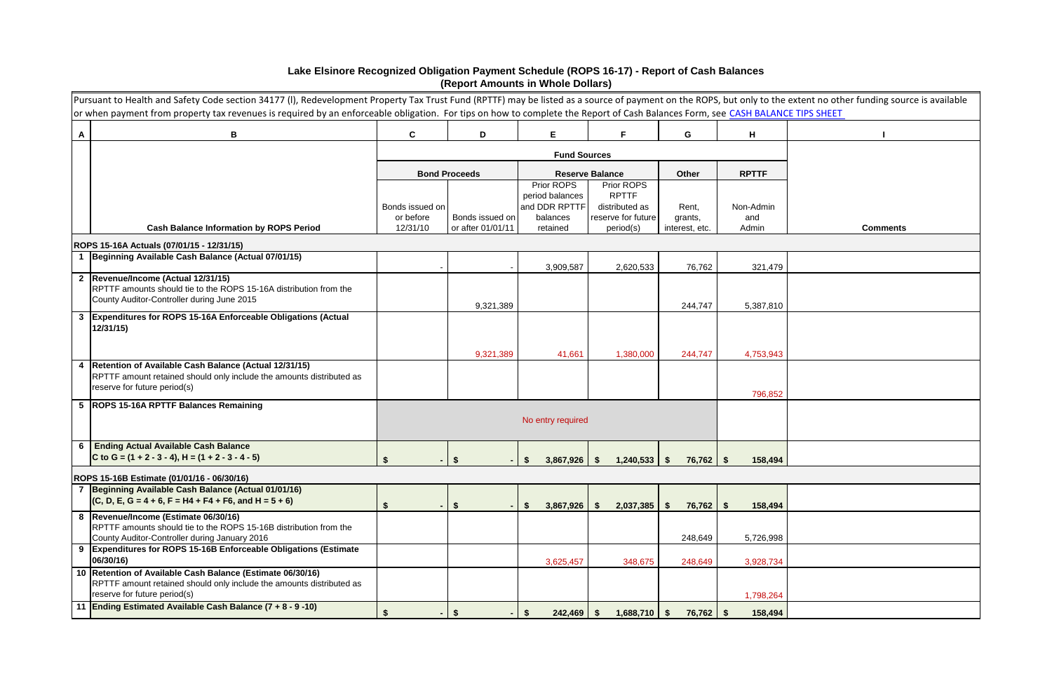# Lake Elsinore Recognized Obligation Payment Schedule (ROPS 16-17) - Report of Cash Balances
## (Report Amounts in Whole Dollars)

Pursuant to Health and Safety Code section 34177 (l), Redevelopment Property Tax Trust Fund (RPTTF) may be listed as a source of payment on the ROPS, but only to the extent no other funding source is available or when payment from property tax revenues is required by an enforceable obligation. For tips on how to complete the Report of Cash Balances Form, see CASH BALANCE TIPS SHEET

| A | B | C | D | E | F | G | H | I |
|---|---|---|---|---|---|---|---|---|
| | | Fund Sources | | | | | | |
| | | Bond Proceeds | | Reserve Balance | | Other | RPTTF | |
| | Cash Balance Information by ROPS Period | Bonds issued on or before 12/31/10 | Bonds issued on or after 01/01/11 | Prior ROPS period balances and DDR RPTTF balances retained | Prior ROPS RPTTF distributed as reserve for future period(s) | Rent, grants, interest, etc. | Non-Admin and Admin | Comments |
| | **ROPS 15-16A Actuals (07/01/15 - 12/31/15)** | | | | | | | |
| 1 | **Beginning Available Cash Balance (Actual 07/01/15)** | - | - | 3,909,587 | 2,620,533 | 76,762 | 321,479 | |
| 2 | **Revenue/Income (Actual 12/31/15)** RPTTF amounts should tie to the ROPS 15-16A distribution from the County Auditor-Controller during June 2015 | | 9,321,389 | | | 244,747 | 5,387,810 | |
| 3 | **Expenditures for ROPS 15-16A Enforceable Obligations (Actual 12/31/15)** | | 9,321,389 | 41,661 | 1,380,000 | 244,747 | 4,753,943 | |
| 4 | **Retention of Available Cash Balance (Actual 12/31/15)** RPTTF amount retained should only include the amounts distributed as reserve for future period(s) | | | | | | 796,852 | |
| 5 | **ROPS 15-16A RPTTF Balances Remaining** | No entry required | | | | | | |
| 6 | **Ending Actual Available Cash Balance** **C to G = (1 + 2 - 3 - 4), H = (1 + 2 - 3 - 4 - 5)** | $ - | $ - | $ 3,867,926 | $ 1,240,533 | $ 76,762 | $ 158,494 | |
| | **ROPS 15-16B Estimate (01/01/16 - 06/30/16)** | | | | | | | |
| 7 | **Beginning Available Cash Balance (Actual 01/01/16)** **(C, D, E, G = 4 + 6, F = H4 + F4 + F6, and H = 5 + 6)** | $ - | $ - | $ 3,867,926 | $ 2,037,385 | $ 76,762 | $ 158,494 | |
| 8 | **Revenue/Income (Estimate 06/30/16)** RPTTF amounts should tie to the ROPS 15-16B distribution from the County Auditor-Controller during January 2016 | | | | | 248,649 | 5,726,998 | |
| 9 | **Expenditures for ROPS 15-16B Enforceable Obligations (Estimate 06/30/16)** | | | 3,625,457 | 348,675 | 248,649 | 3,928,734 | |
| 10 | **Retention of Available Cash Balance (Estimate 06/30/16)** RPTTF amount retained should only include the amounts distributed as reserve for future period(s) | | | | | | 1,798,264 | |
| 11 | **Ending Estimated Available Cash Balance (7 + 8 - 9 -10)** | $ - | $ - | $ 242,469 | $ 1,688,710 | $ 76,762 | $ 158,494 | |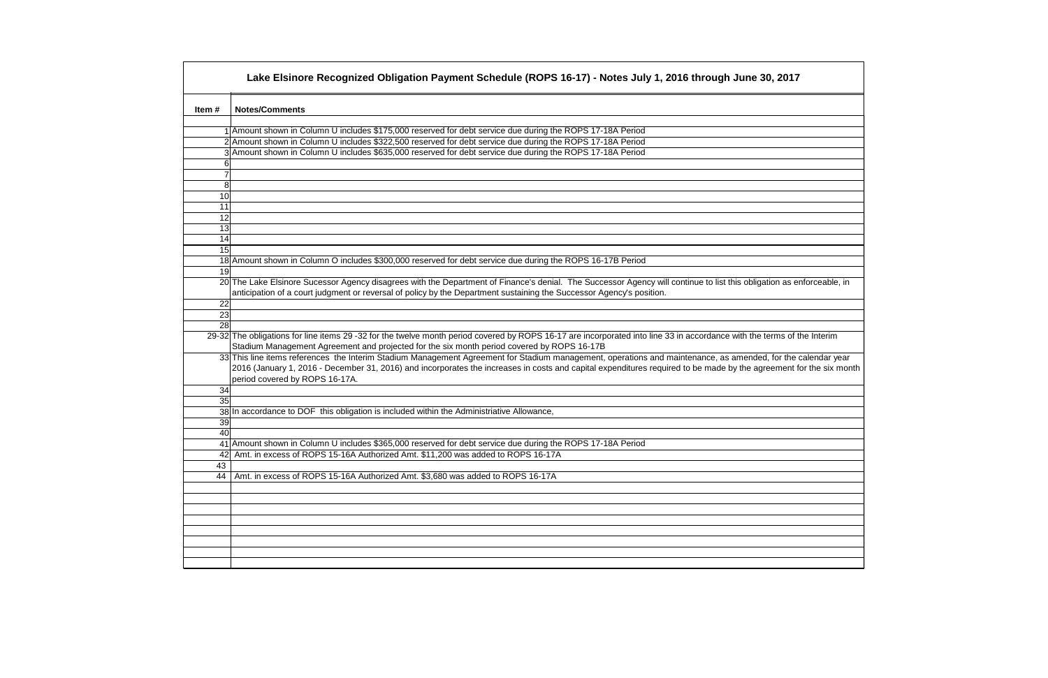# Lake Elsinore Recognized Obligation Payment Schedule (ROPS 16-17) - Notes July 1, 2016 through June 30, 2017

| Item # | Notes/Comments |
|---|---|
| 1 | Amount shown in Column U includes $175,000 reserved for debt service due during the ROPS 17-18A Period |
| 2 | Amount shown in Column U includes $322,500 reserved for debt service due during the ROPS 17-18A Period |
| 3 | Amount shown in Column U includes $635,000 reserved for debt service due during the ROPS 17-18A Period |
| 6 | |
| 7 | |
| 8 | |
| 10 | |
| 11 | |
| 12 | |
| 13 | |
| 14 | |
| 15 | |
| 18 | Amount shown in Column O includes $300,000 reserved for debt service due during the ROPS 16-17B Period |
| 19 | |
| 20 | The Lake Elsinore Sucessor Agency disagrees with the Department of Finance's denial. The Successor Agency will continue to list this obligation as enforceable, in anticipation of a court judgment or reversal of policy by the Department sustaining the Successor Agency's position. |
| 22 | |
| 23 | |
| 28 | |
| 29-32 | The obligations for line items 29 -32 for the twelve month period covered by ROPS 16-17 are incorporated into line 33 in accordance with the terms of the Interim Stadium Management Agreement and projected for the six month period covered by ROPS 16-17B |
| 33 | This line items references the Interim Stadium Management Agreement for Stadium management, operations and maintenance, as amended, for the calendar year 2016 (January 1, 2016 - December 31, 2016) and incorporates the increases in costs and capital expenditures required to be made by the agreement for the six month period covered by ROPS 16-17A. |
| 34 | |
| 35 | |
| 38 | In accordance to DOF this obligation is included within the Administriative Allowance, |
| 39 | |
| 40 | |
| 41 | Amount shown in Column U includes $365,000 reserved for debt service due during the ROPS 17-18A Period |
| 42 | Amt. in excess of ROPS 15-16A Authorized Amt. $11,200 was added to ROPS 16-17A |
| 43 | |
| 44 | Amt. in excess of ROPS 15-16A Authorized Amt. $3,680 was added to ROPS 16-17A |
| | |
| | |
| | |
| | |
| | |
| | |
| | |
| | |